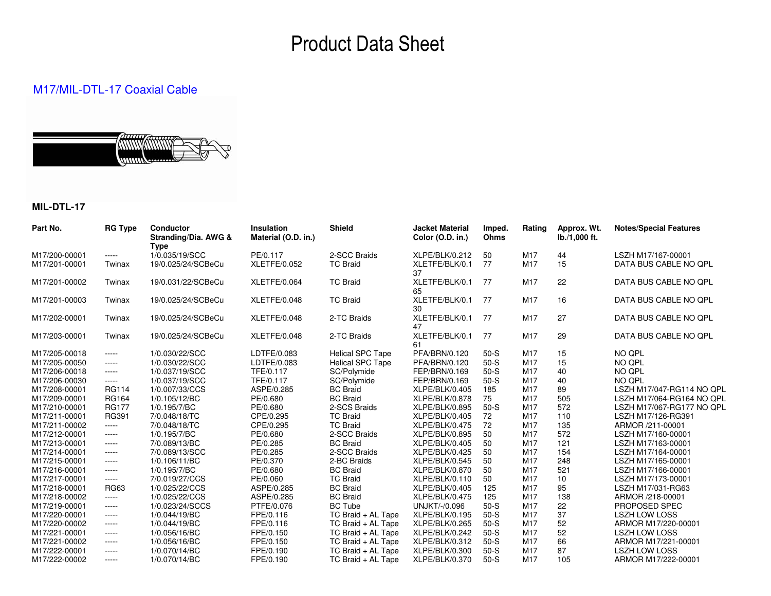# Product Data Sheet

## M17/MIL-DTL-17 Coaxial Cable

### MIL-DTL-17

| Part No. | RG Type | Conductor Stranding/Dia. AWG & Type | Insulation Material (O.D. in.) | Shield | Jacket Material Color (O.D. in.) | Imped. Ohms | Rating | Approx. Wt. lb./1,000 ft. | Notes/Special Features |
|---|---|---|---|---|---|---|---|---|---|
| M17/200-00001 | ----- | 1/0.035/19/SCC | PE/0.117 | 2-SCC Braids | XLPE/BLK/0.212 | 50 | M17 | 44 | LSZH M17/167-00001 |
| M17/201-00001 | Twinax | 19/0.025/24/SCBeCu | XLETFE/0.052 | TC Braid | XLETFE/BLK/0.137 | 77 | M17 | 15 | DATA BUS CABLE NO QPL |
| M17/201-00002 | Twinax | 19/0.031/22/SCBeCu | XLETFE/0.064 | TC Braid | XLETFE/BLK/0.165 | 77 | M17 | 22 | DATA BUS CABLE NO QPL |
| M17/201-00003 | Twinax | 19/0.025/24/SCBeCu | XLETFE/0.048 | TC Braid | XLETFE/BLK/0.130 | 77 | M17 | 16 | DATA BUS CABLE NO QPL |
| M17/202-00001 | Twinax | 19/0.025/24/SCBeCu | XLETFE/0.048 | 2-TC Braids | XLETFE/BLK/0.147 | 77 | M17 | 27 | DATA BUS CABLE NO QPL |
| M17/203-00001 | Twinax | 19/0.025/24/SCBeCu | XLETFE/0.048 | 2-TC Braids | XLETFE/BLK/0.161 | 77 | M17 | 29 | DATA BUS CABLE NO QPL |
| M17/205-00018 | ----- | 1/0.030/22/SCC | LDTFE/0.083 | Helical SPC Tape | PFA/BRN/0.120 | 50-S | M17 | 15 | NO QPL |
| M17/205-00050 | ----- | 1/0.030/22/SCC | LDTFE/0.083 | Helical SPC Tape | PFA/BRN/0.120 | 50-S | M17 | 15 | NO QPL |
| M17/206-00018 | ----- | 1/0.037/19/SCC | TFE/0.117 | SC/Polymide | FEP/BRN/0.169 | 50-S | M17 | 40 | NO QPL |
| M17/206-00030 | ----- | 1/0.037/19/SCC | TFE/0.117 | SC/Polymide | FEP/BRN/0.169 | 50-S | M17 | 40 | NO QPL |
| M17/208-00001 | RG114 | 1/0.007/33/CCS | ASPE/0.285 | BC Braid | XLPE/BLK/0.405 | 185 | M17 | 89 | LSZH M17/047-RG114 NO QPL |
| M17/209-00001 | RG164 | 1/0.105/12/BC | PE/0.680 | BC Braid | XLPE/BLK/0.878 | 75 | M17 | 505 | LSZH M17/064-RG164 NO QPL |
| M17/210-00001 | RG177 | 1/0.195/7/BC | PE/0.680 | 2-SCS Braids | XLPE/BLK/0.895 | 50-S | M17 | 572 | LSZH M17/067-RG177 NO QPL |
| M17/211-00001 | RG391 | 7/0.048/18/TC | CPE/0.295 | TC Braid | XLPE/BLK/0.405 | 72 | M17 | 110 | LSZH M17/126-RG391 |
| M17/211-00002 | ----- | 7/0.048/18/TC | CPE/0.295 | TC Braid | XLPE/BLK/0.475 | 72 | M17 | 135 | ARMOR /211-00001 |
| M17/212-00001 | ----- | 1/0.195/7/BC | PE/0.680 | 2-SCC Braids | XLPE/BLK/0.895 | 50 | M17 | 572 | LSZH M17/160-00001 |
| M17/213-00001 | ----- | 7/0.089/13/BC | PE/0.285 | BC Braid | XLPE/BLK/0.405 | 50 | M17 | 121 | LSZH M17/163-00001 |
| M17/214-00001 | ----- | 7/0.089/13/SCC | PE/0.285 | 2-SCC Braids | XLPE/BLK/0.425 | 50 | M17 | 154 | LSZH M17/164-00001 |
| M17/215-00001 | ----- | 1/0.106/11/BC | PE/0.370 | 2-BC Braids | XLPE/BLK/0.545 | 50 | M17 | 248 | LSZH M17/165-00001 |
| M17/216-00001 | ----- | 1/0.195/7/BC | PE/0.680 | BC Braid | XLPE/BLK/0.870 | 50 | M17 | 521 | LSZH M17/166-00001 |
| M17/217-00001 | ----- | 7/0.019/27/CCS | PE/0.060 | TC Braid | XLPE/BLK/0.110 | 50 | M17 | 10 | LSZH M17/173-00001 |
| M17/218-00001 | RG63 | 1/0.025/22/CCS | ASPE/0.285 | BC Braid | XLPE/BLK/0.405 | 125 | M17 | 95 | LSZH M17/031-RG63 |
| M17/218-00002 | ----- | 1/0.025/22/CCS | ASPE/0.285 | BC Braid | XLPE/BLK/0.475 | 125 | M17 | 138 | ARMOR /218-00001 |
| M17/219-00001 | ----- | 1/0.023/24/SCCS | PTFE/0.076 | BC Tube | UNJKT/-/0.096 | 50-S | M17 | 22 | PROPOSED SPEC |
| M17/220-00001 | ----- | 1/0.044/19/BC | FPE/0.116 | TC Braid + AL Tape | XLPE/BLK/0.195 | 50-S | M17 | 37 | LSZH LOW LOSS |
| M17/220-00002 | ----- | 1/0.044/19/BC | FPE/0.116 | TC Braid + AL Tape | XLPE/BLK/0.265 | 50-S | M17 | 52 | ARMOR M17/220-00001 |
| M17/221-00001 | ----- | 1/0.056/16/BC | FPE/0.150 | TC Braid + AL Tape | XLPE/BLK/0.242 | 50-S | M17 | 52 | LSZH LOW LOSS |
| M17/221-00002 | ----- | 1/0.056/16/BC | FPE/0.150 | TC Braid + AL Tape | XLPE/BLK/0.312 | 50-S | M17 | 66 | ARMOR M17/221-00001 |
| M17/222-00001 | ----- | 1/0.070/14/BC | FPE/0.190 | TC Braid + AL Tape | XLPE/BLK/0.300 | 50-S | M17 | 87 | LSZH LOW LOSS |
| M17/222-00002 | ----- | 1/0.070/14/BC | FPE/0.190 | TC Braid + AL Tape | XLPE/BLK/0.370 | 50-S | M17 | 105 | ARMOR M17/222-00001 |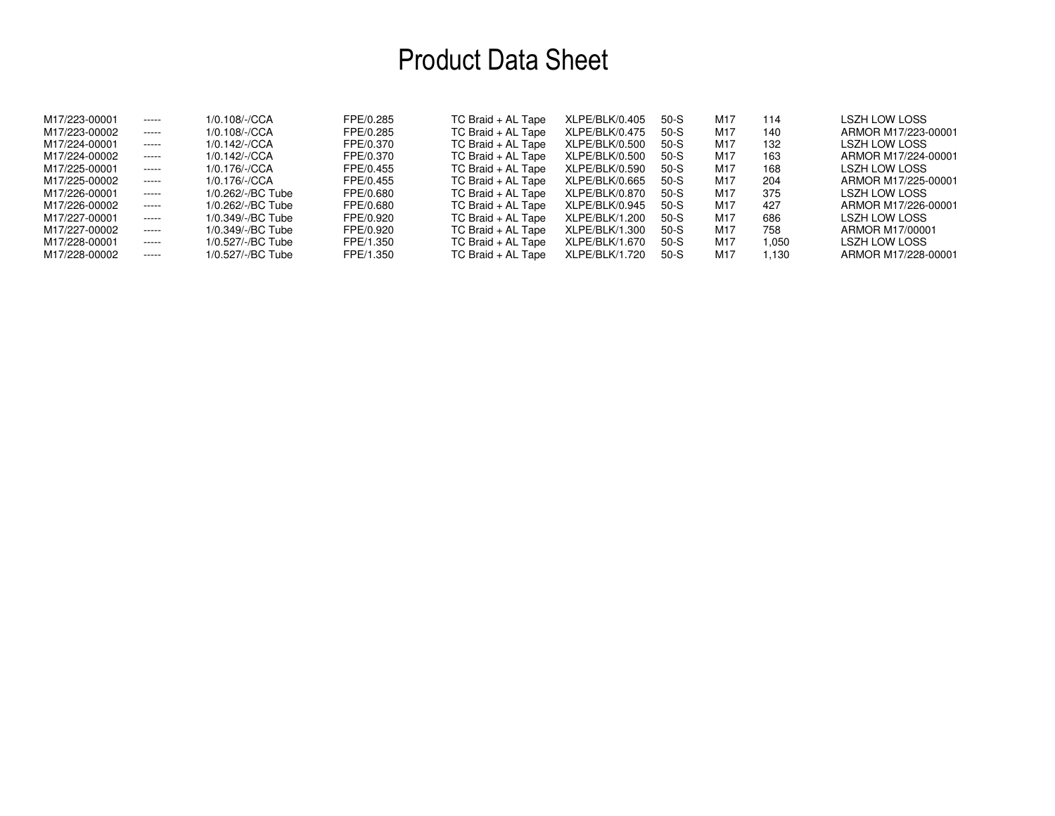# Product Data Sheet

| | | | | | | | | | |
|---|---|---|---|---|---|---|---|---|---|
| M17/223-00001 | ----- | 1/0.108/-/CCA | FPE/0.285 | TC Braid + AL Tape | XLPE/BLK/0.405 | 50-S | M17 | 114 | LSZH LOW LOSS |
| M17/223-00002 | ----- | 1/0.108/-/CCA | FPE/0.285 | TC Braid + AL Tape | XLPE/BLK/0.475 | 50-S | M17 | 140 | ARMOR M17/223-00001 |
| M17/224-00001 | ----- | 1/0.142/-/CCA | FPE/0.370 | TC Braid + AL Tape | XLPE/BLK/0.500 | 50-S | M17 | 132 | LSZH LOW LOSS |
| M17/224-00002 | ----- | 1/0.142/-/CCA | FPE/0.370 | TC Braid + AL Tape | XLPE/BLK/0.500 | 50-S | M17 | 163 | ARMOR M17/224-00001 |
| M17/225-00001 | ----- | 1/0.176/-/CCA | FPE/0.455 | TC Braid + AL Tape | XLPE/BLK/0.590 | 50-S | M17 | 168 | LSZH LOW LOSS |
| M17/225-00002 | ----- | 1/0.176/-/CCA | FPE/0.455 | TC Braid + AL Tape | XLPE/BLK/0.665 | 50-S | M17 | 204 | ARMOR M17/225-00001 |
| M17/226-00001 | ----- | 1/0.262/-/BC Tube | FPE/0.680 | TC Braid + AL Tape | XLPE/BLK/0.870 | 50-S | M17 | 375 | LSZH LOW LOSS |
| M17/226-00002 | ----- | 1/0.262/-/BC Tube | FPE/0.680 | TC Braid + AL Tape | XLPE/BLK/0.945 | 50-S | M17 | 427 | ARMOR M17/226-00001 |
| M17/227-00001 | ----- | 1/0.349/-/BC Tube | FPE/0.920 | TC Braid + AL Tape | XLPE/BLK/1.200 | 50-S | M17 | 686 | LSZH LOW LOSS |
| M17/227-00002 | ----- | 1/0.349/-/BC Tube | FPE/0.920 | TC Braid + AL Tape | XLPE/BLK/1.300 | 50-S | M17 | 758 | ARMOR M17/00001 |
| M17/228-00001 | ----- | 1/0.527/-/BC Tube | FPE/1.350 | TC Braid + AL Tape | XLPE/BLK/1.670 | 50-S | M17 | 1,050 | LSZH LOW LOSS |
| M17/228-00002 | ----- | 1/0.527/-/BC Tube | FPE/1.350 | TC Braid + AL Tape | XLPE/BLK/1.720 | 50-S | M17 | 1,130 | ARMOR M17/228-00001 |